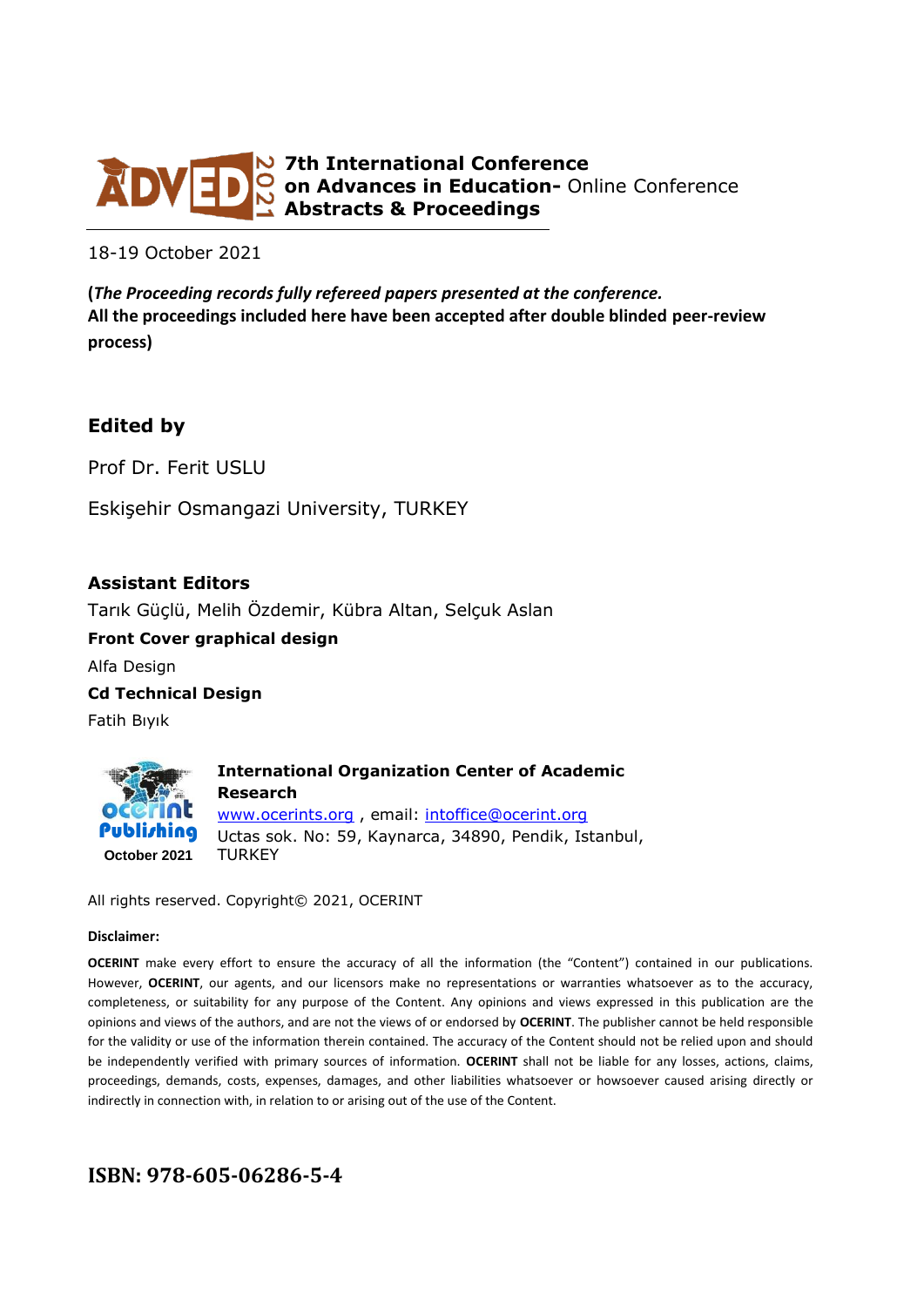# 7th International Conference on Advances in Education- Online Conference Abstracts & Proceedings

18-19 October 2021

**(*The Proceeding records fully refereed papers presented at the conference.* All the proceedings included here have been accepted after double blinded peer-review process)**

## Edited by

Prof Dr. Ferit USLU

Eskişehir Osmangazi University, TURKEY

**Assistant Editors**

Tarık Güçlü, Melih Özdemir, Kübra Altan, Selçuk Aslan

**Front Cover graphical design**

Alfa Design

**Cd Technical Design**

Fatih Bıyık

ocerint Publishing
October 2021

**International Organization Center of Academic Research**

www.ocerints.org , email: intoffice@ocerint.org

Uctas sok. No: 59, Kaynarca, 34890, Pendik, Istanbul, TURKEY

All rights reserved. Copyright© 2021, OCERINT

**Disclaimer:**

**OCERINT** make every effort to ensure the accuracy of all the information (the "Content") contained in our publications. However, **OCERINT**, our agents, and our licensors make no representations or warranties whatsoever as to the accuracy, completeness, or suitability for any purpose of the Content. Any opinions and views expressed in this publication are the opinions and views of the authors, and are not the views of or endorsed by **OCERINT**. The publisher cannot be held responsible for the validity or use of the information therein contained. The accuracy of the Content should not be relied upon and should be independently verified with primary sources of information. **OCERINT** shall not be liable for any losses, actions, claims, proceedings, demands, costs, expenses, damages, and other liabilities whatsoever or howsoever caused arising directly or indirectly in connection with, in relation to or arising out of the use of the Content.

**ISBN: 978-605-06286-5-4**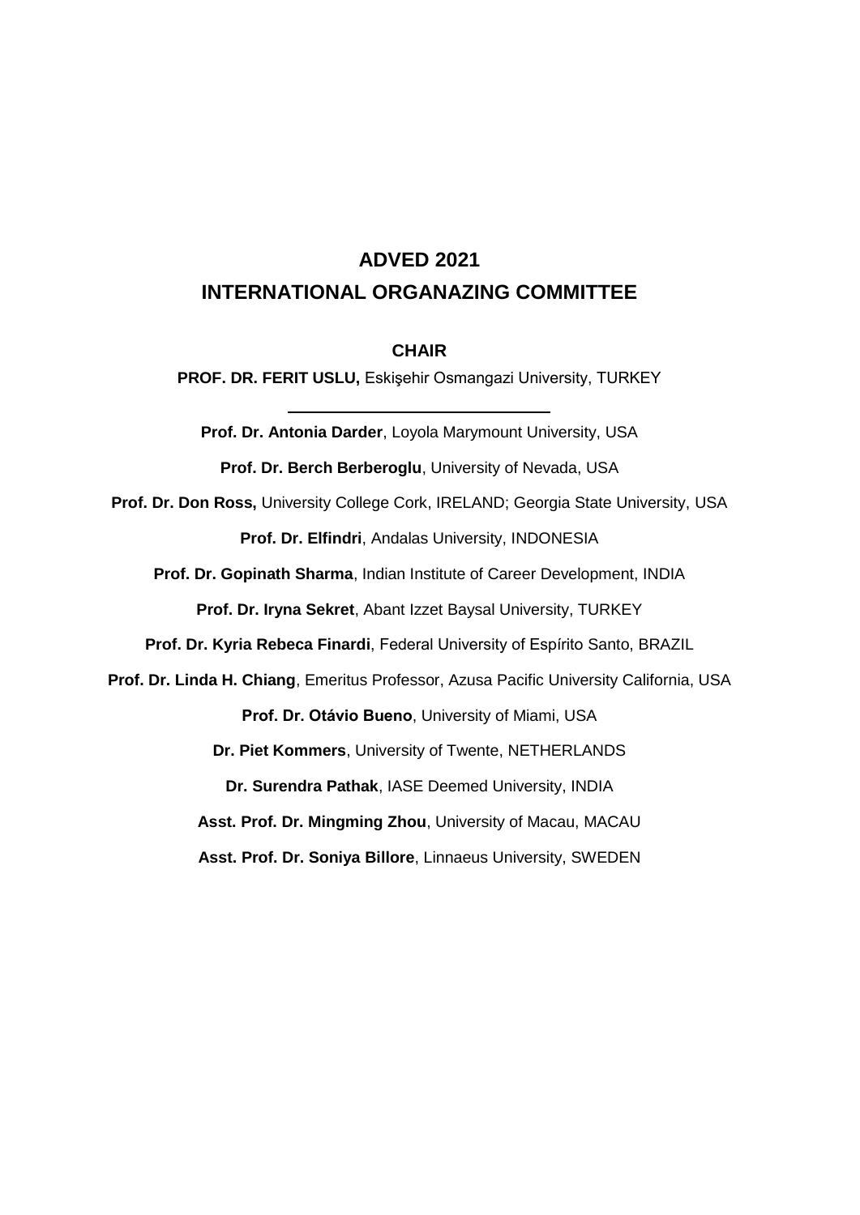# ADVED 2021
# INTERNATIONAL ORGANAZING COMMITTEE

**CHAIR**

**PROF. DR. FERIT USLU,** Eskişehir Osmangazi University, TURKEY

---

**Prof. Dr. Antonia Darder**, Loyola Marymount University, USA

**Prof. Dr. Berch Berberoglu**, University of Nevada, USA

**Prof. Dr. Don Ross,** University College Cork, IRELAND; Georgia State University, USA

**Prof. Dr. Elfindri**, Andalas University, INDONESIA

**Prof. Dr. Gopinath Sharma**, Indian Institute of Career Development, INDIA

**Prof. Dr. Iryna Sekret**, Abant Izzet Baysal University, TURKEY

**Prof. Dr. Kyria Rebeca Finardi**, Federal University of Espírito Santo, BRAZIL

**Prof. Dr. Linda H. Chiang**, Emeritus Professor, Azusa Pacific University California, USA

**Prof. Dr. Otávio Bueno**, University of Miami, USA

**Dr. Piet Kommers**, University of Twente, NETHERLANDS

**Dr. Surendra Pathak**, IASE Deemed University, INDIA

**Asst. Prof. Dr. Mingming Zhou**, University of Macau, MACAU

**Asst. Prof. Dr. Soniya Billore**, Linnaeus University, SWEDEN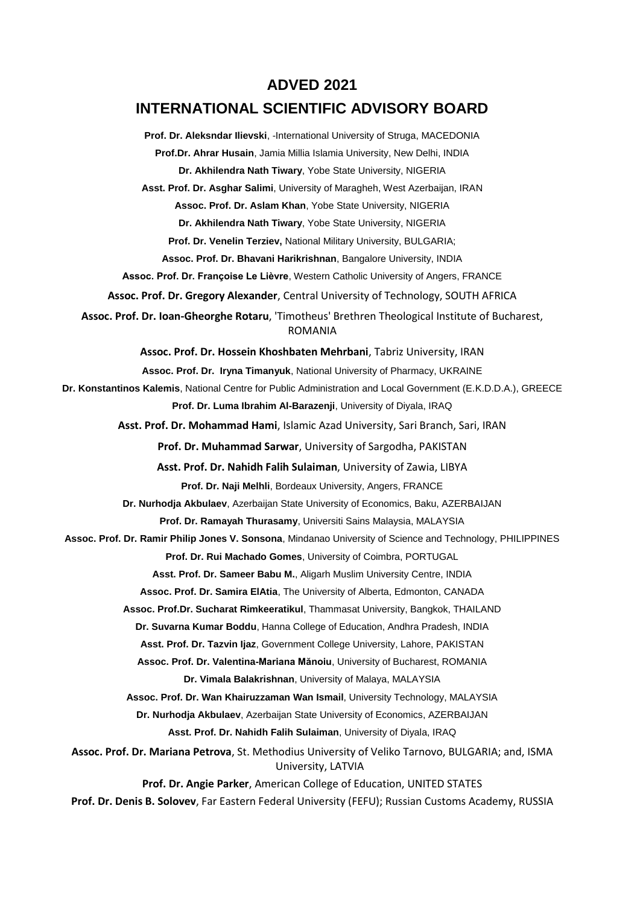# ADVED 2021

## INTERNATIONAL SCIENTIFIC ADVISORY BOARD

**Prof. Dr. Aleksndar Ilievski**, -International University of Struga, MACEDONIA

**Prof.Dr. Ahrar Husain**, Jamia Millia Islamia University, New Delhi, INDIA

**Dr. Akhilendra Nath Tiwary**, Yobe State University, NIGERIA

**Asst. Prof. Dr. Asghar Salimi**, University of Maragheh, West Azerbaijan, IRAN

**Assoc. Prof. Dr. Aslam Khan**, Yobe State University, NIGERIA

**Dr. Akhilendra Nath Tiwary**, Yobe State University, NIGERIA

**Prof. Dr. Venelin Terziev,** National Military University, BULGARIA;

**Assoc. Prof. Dr. Bhavani Harikrishnan**, Bangalore University, INDIA

**Assoc. Prof. Dr. Françoise Le Lièvre**, Western Catholic University of Angers, FRANCE

**Assoc. Prof. Dr. Gregory Alexander**, Central University of Technology, SOUTH AFRICA

**Assoc. Prof. Dr. Ioan-Gheorghe Rotaru**, 'Timotheus' Brethren Theological Institute of Bucharest, ROMANIA

**Assoc. Prof. Dr. Hossein Khoshbaten Mehrbani**, Tabriz University, IRAN

**Assoc. Prof. Dr. Iryna Timanyuk**, National University of Pharmacy, UKRAINE

**Dr. Konstantinos Kalemis**, National Centre for Public Administration and Local Government (E.K.D.D.A.), GREECE

**Prof. Dr. Luma Ibrahim Al-Barazenji**, University of Diyala, IRAQ

**Asst. Prof. Dr. Mohammad Hami**, Islamic Azad University, Sari Branch, Sari, IRAN

**Prof. Dr. Muhammad Sarwar**, University of Sargodha, PAKISTAN

**Asst. Prof. Dr. Nahidh Falih Sulaiman**, University of Zawia, LIBYA

**Prof. Dr. Naji Melhli**, Bordeaux University, Angers, FRANCE

**Dr. Nurhodja Akbulaev**, Azerbaijan State University of Economics, Baku, AZERBAIJAN

**Prof. Dr. Ramayah Thurasamy**, Universiti Sains Malaysia, MALAYSIA

**Assoc. Prof. Dr. Ramir Philip Jones V. Sonsona**, Mindanao University of Science and Technology, PHILIPPINES

**Prof. Dr. Rui Machado Gomes**, University of Coimbra, PORTUGAL

**Asst. Prof. Dr. Sameer Babu M.**, Aligarh Muslim University Centre, INDIA

**Assoc. Prof. Dr. Samira ElAtia**, The University of Alberta, Edmonton, CANADA

**Assoc. Prof.Dr. Sucharat Rimkeeratikul**, Thammasat University, Bangkok, THAILAND

**Dr. Suvarna Kumar Boddu**, Hanna College of Education, Andhra Pradesh, INDIA

**Asst. Prof. Dr. Tazvin Ijaz**, Government College University, Lahore, PAKISTAN

**Assoc. Prof. Dr. Valentina-Mariana Mănoiu**, University of Bucharest, ROMANIA

**Dr. Vimala Balakrishnan**, University of Malaya, MALAYSIA

**Assoc. Prof. Dr. Wan Khairuzzaman Wan Ismail**, University Technology, MALAYSIA

**Dr. Nurhodja Akbulaev**, Azerbaijan State University of Economics, AZERBAIJAN

**Asst. Prof. Dr. Nahidh Falih Sulaiman**, University of Diyala, IRAQ

**Assoc. Prof. Dr. Mariana Petrova**, St. Methodius University of Veliko Tarnovo, BULGARIA; and, ISMA University, LATVIA

**Prof. Dr. Angie Parker**, American College of Education, UNITED STATES

**Prof. Dr. Denis B. Solovev**, Far Eastern Federal University (FEFU); Russian Customs Academy, RUSSIA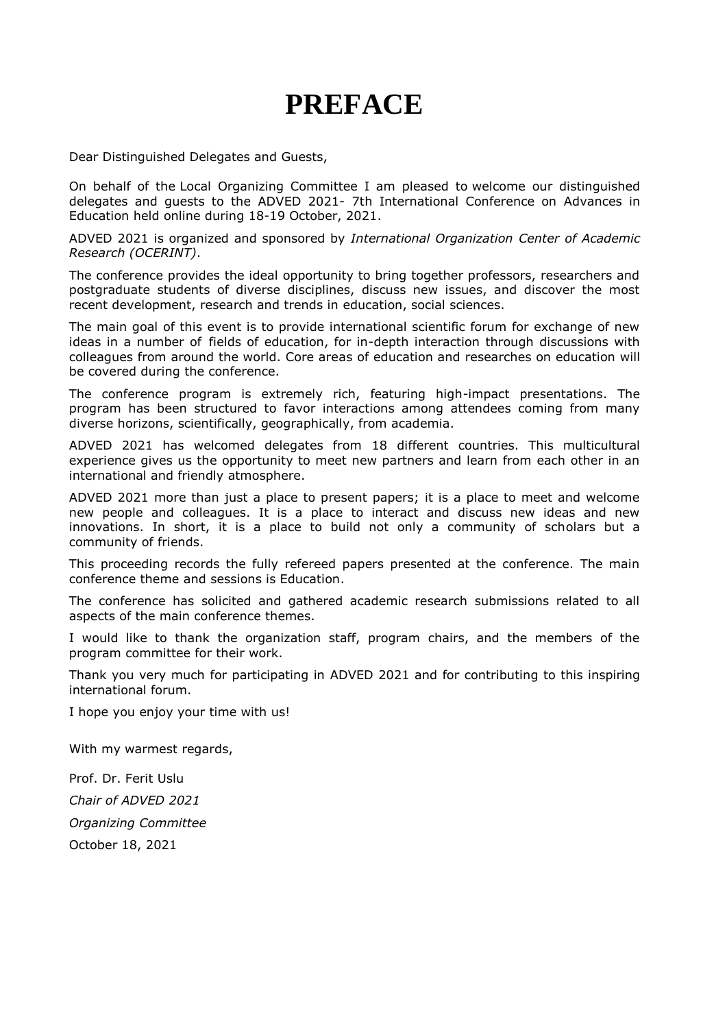# PREFACE

Dear Distinguished Delegates and Guests,

On behalf of the Local Organizing Committee I am pleased to welcome our distinguished delegates and guests to the ADVED 2021- 7th International Conference on Advances in Education held online during 18-19 October, 2021.

ADVED 2021 is organized and sponsored by *International Organization Center of Academic Research (OCERINT)*.

The conference provides the ideal opportunity to bring together professors, researchers and postgraduate students of diverse disciplines, discuss new issues, and discover the most recent development, research and trends in education, social sciences.

The main goal of this event is to provide international scientific forum for exchange of new ideas in a number of fields of education, for in-depth interaction through discussions with colleagues from around the world. Core areas of education and researches on education will be covered during the conference.

The conference program is extremely rich, featuring high-impact presentations. The program has been structured to favor interactions among attendees coming from many diverse horizons, scientifically, geographically, from academia.

ADVED 2021 has welcomed delegates from 18 different countries. This multicultural experience gives us the opportunity to meet new partners and learn from each other in an international and friendly atmosphere.

ADVED 2021 more than just a place to present papers; it is a place to meet and welcome new people and colleagues. It is a place to interact and discuss new ideas and new innovations. In short, it is a place to build not only a community of scholars but a community of friends.

This proceeding records the fully refereed papers presented at the conference. The main conference theme and sessions is Education.

The conference has solicited and gathered academic research submissions related to all aspects of the main conference themes.

I would like to thank the organization staff, program chairs, and the members of the program committee for their work.

Thank you very much for participating in ADVED 2021 and for contributing to this inspiring international forum.

I hope you enjoy your time with us!

With my warmest regards,

Prof. Dr. Ferit Uslu

*Chair of ADVED 2021*

*Organizing Committee*

October 18, 2021